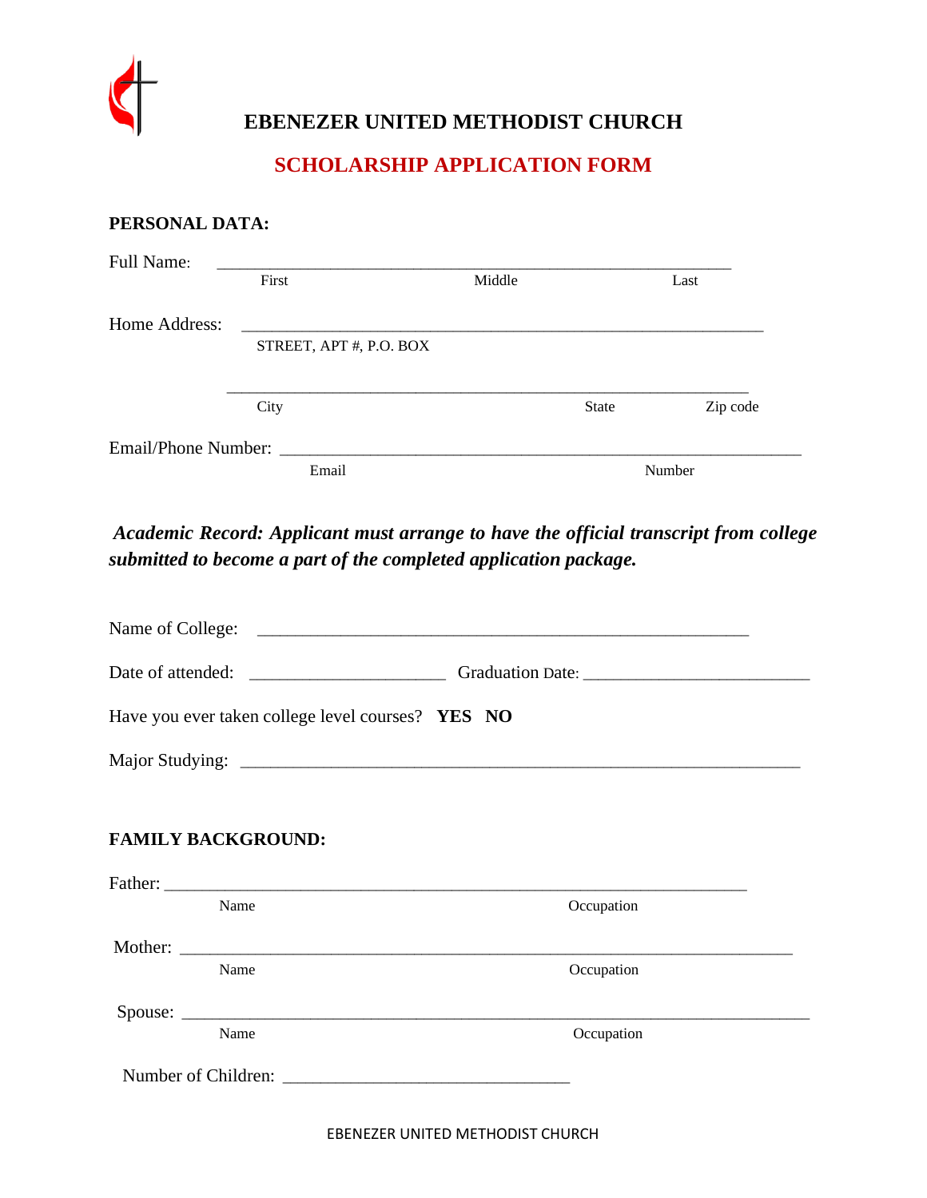# EBENEZER UNITED METHODIST CHURCH

## SCHOLARSHIP APPLICATION FORM

**PERSONAL DATA:**

Full Name: ___________________________________________________________
First Middle Last

Home Address: ___________________________________________________________
STREET, APT #, P.O. BOX

___________________________________________________________
City State Zip code

Email/Phone Number: ___________________________________________________________
Email Number

***Academic Record: Applicant must arrange to have the official transcript from college submitted to become a part of the completed application package.***

Name of College: ___________________________________________________________

Date of attended: ______________________ Graduation Date: ________________________

Have you ever taken college level courses? **YES NO**

Major Studying: ___________________________________________________________

**FAMILY BACKGROUND:**

Father: ___________________________________________________________
Name Occupation

Mother: ___________________________________________________________
Name Occupation

Spouse: ___________________________________________________________
Name Occupation

Number of Children: ________________________________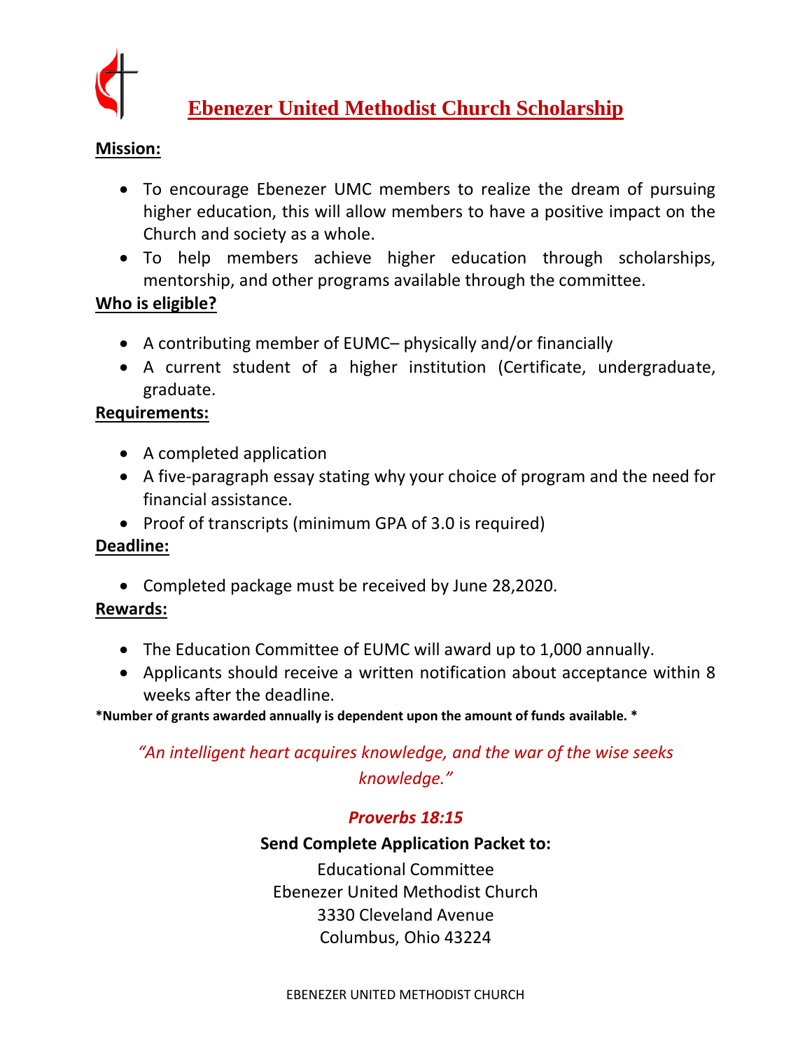# Ebenezer United Methodist Church Scholarship

**Mission:**

- To encourage Ebenezer UMC members to realize the dream of pursuing higher education, this will allow members to have a positive impact on the Church and society as a whole.
- To help members achieve higher education through scholarships, mentorship, and other programs available through the committee.

**Who is eligible?**

- A contributing member of EUMC– physically and/or financially
- A current student of a higher institution (Certificate, undergraduate, graduate.

**Requirements:**

- A completed application
- A five-paragraph essay stating why your choice of program and the need for financial assistance.
- Proof of transcripts (minimum GPA of 3.0 is required)

**Deadline:**

- Completed package must be received by June 28,2020.

**Rewards:**

- The Education Committee of EUMC will award up to 1,000 annually.
- Applicants should receive a written notification about acceptance within 8 weeks after the deadline.

**\*Number of grants awarded annually is dependent upon the amount of funds available. \***

*"An intelligent heart acquires knowledge, and the war of the wise seeks knowledge."*

***Proverbs 18:15***

**Send Complete Application Packet to:**

Educational Committee
Ebenezer United Methodist Church
3330 Cleveland Avenue
Columbus, Ohio 43224